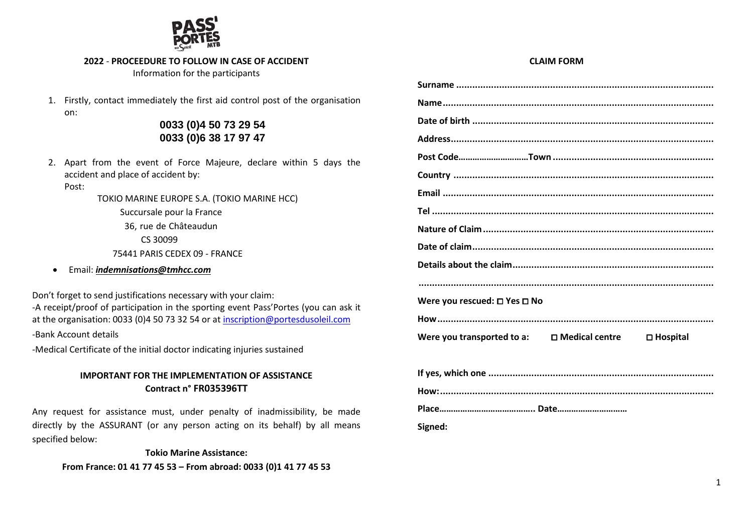**2022 - PROCEEDURE TO FOLLOW IN CASE OF ACCIDENT**

Information for the participants

1. Firstly, contact immediately the first aid control post of the organisation on:

   **0033 (0)4 50 73 29 54**
   **0033 (0)6 38 17 97 47**

2. Apart from the event of Force Majeure, declare within 5 days the accident and place of accident by:
   Post:

   TOKIO MARINE EUROPE S.A. (TOKIO MARINE HCC)
   Succursale pour la France
   36, rue de Châteaudun
   CS 30099
   75441 PARIS CEDEX 09 - FRANCE

- Email: ***indemnisations@tmhcc.com***

Don't forget to send justifications necessary with your claim:
-A receipt/proof of participation in the sporting event Pass'Portes (you can ask it at the organisation: 0033 (0)4 50 73 32 54 or at inscription@portesdusoleil.com

-Bank Account details

-Medical Certificate of the initial doctor indicating injuries sustained

**IMPORTANT FOR THE IMPLEMENTATION OF ASSISTANCE**
**Contract n° FR035396TT**

Any request for assistance must, under penalty of inadmissibility, be made directly by the ASSURANT (or any person acting on its behalf) by all means specified below:

**Tokio Marine Assistance:**
**From France: 01 41 77 45 53 – From abroad: 0033 (0)1 41 77 45 53**

**CLAIM FORM**

**Surname** ..........................................................................................

**Name**..............................................................................................

**Date of birth** ...................................................................................

**Address**...........................................................................................

**Post Code**..............................**Town** ........................................................

**Country** ..........................................................................................

**Email** ..............................................................................................

**Tel** ..................................................................................................

**Nature of Claim** ..............................................................................

**Date of claim**...................................................................................

**Details about the claim**....................................................................

..........................................................................................................

**Were you rescued:** ☐ **Yes** ☐ **No**

**How**................................................................................................

**Were you transported to a:** ☐ **Medical centre** ☐ **Hospital**

**If yes, which one** ............................................................................

**How:**...............................................................................................

**Place**........................................ **Date**.............................

**Signed:**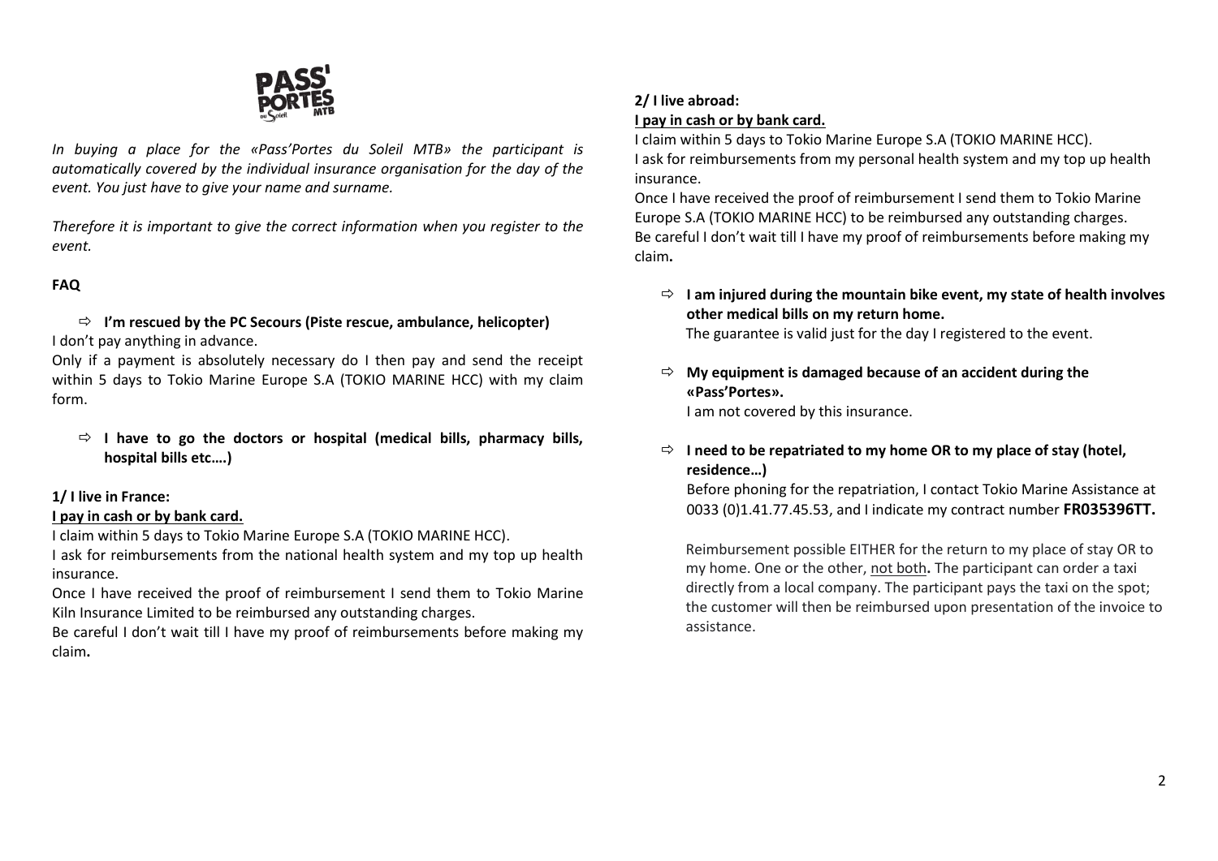*In buying a place for the «Pass'Portes du Soleil MTB» the participant is automatically covered by the individual insurance organisation for the day of the event. You just have to give your name and surname.*

*Therefore it is important to give the correct information when you register to the event.*

**FAQ**

⇨ **I'm rescued by the PC Secours (Piste rescue, ambulance, helicopter)**

I don't pay anything in advance.

Only if a payment is absolutely necessary do I then pay and send the receipt within 5 days to Tokio Marine Europe S.A (TOKIO MARINE HCC) with my claim form.

⇨ **I have to go the doctors or hospital (medical bills, pharmacy bills, hospital bills etc….)**

**1/ I live in France:**

**I pay in cash or by bank card.**

I claim within 5 days to Tokio Marine Europe S.A (TOKIO MARINE HCC).

I ask for reimbursements from the national health system and my top up health insurance.

Once I have received the proof of reimbursement I send them to Tokio Marine Kiln Insurance Limited to be reimbursed any outstanding charges.

Be careful I don't wait till I have my proof of reimbursements before making my claim**.**

**2/ I live abroad:**

**I pay in cash or by bank card.**

I claim within 5 days to Tokio Marine Europe S.A (TOKIO MARINE HCC).

I ask for reimbursements from my personal health system and my top up health insurance.

Once I have received the proof of reimbursement I send them to Tokio Marine Europe S.A (TOKIO MARINE HCC) to be reimbursed any outstanding charges.

Be careful I don't wait till I have my proof of reimbursements before making my claim**.**

⇨ **I am injured during the mountain bike event, my state of health involves other medical bills on my return home.**

The guarantee is valid just for the day I registered to the event.

⇨ **My equipment is damaged because of an accident during the «Pass'Portes».**

I am not covered by this insurance.

⇨ **I need to be repatriated to my home OR to my place of stay (hotel, residence…)**

Before phoning for the repatriation, I contact Tokio Marine Assistance at 0033 (0)1.41.77.45.53, and I indicate my contract number **FR035396TT.**

Reimbursement possible EITHER for the return to my place of stay OR to my home. One or the other, not both**.** The participant can order a taxi directly from a local company. The participant pays the taxi on the spot; the customer will then be reimbursed upon presentation of the invoice to assistance.